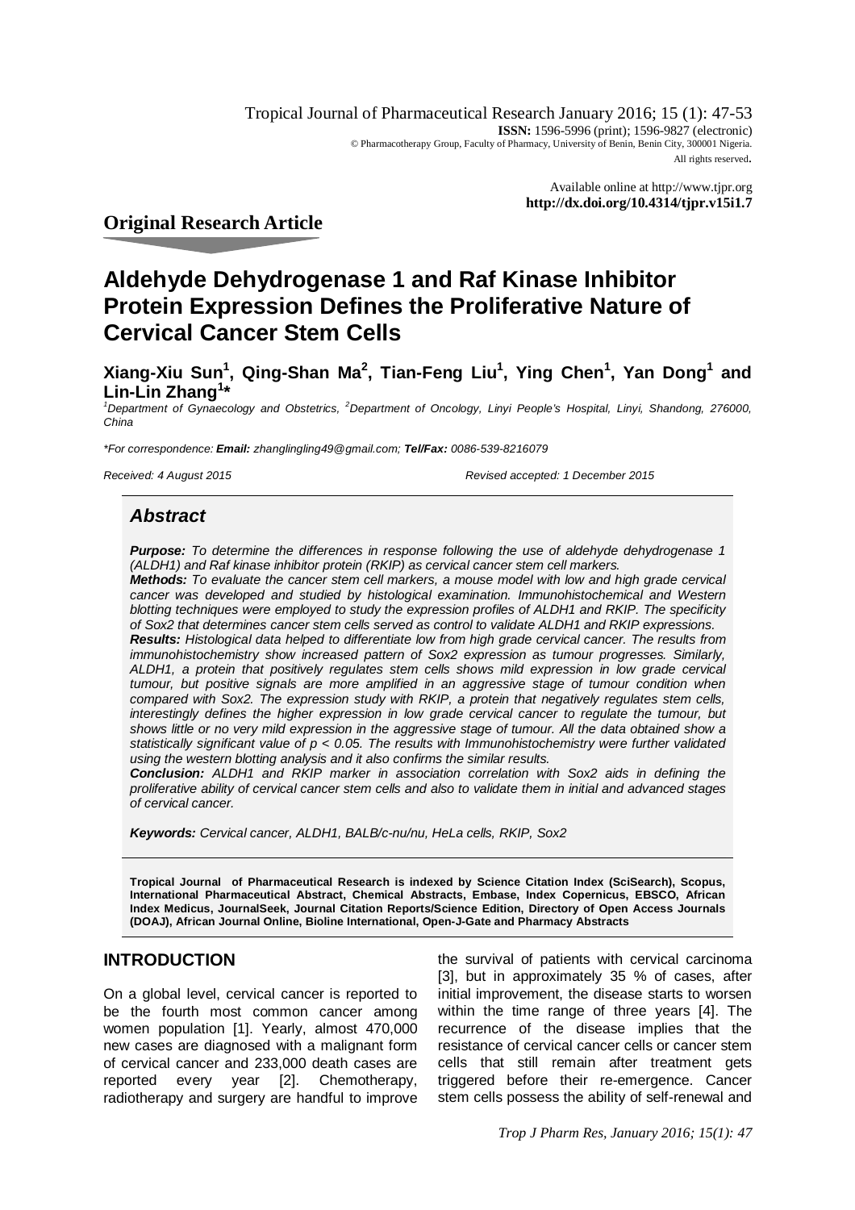Tropical Journal of Pharmaceutical Research January 2016; 15 (1): 47-53
**ISSN:** 1596-5996 (print); 1596-9827 (electronic)
© Pharmacotherapy Group, Faculty of Pharmacy, University of Benin, Benin City, 300001 Nigeria.
All rights reserved.

Available online at http://www.tjpr.org
**http://dx.doi.org/10.4314/tjpr.v15i1.7**

## Original Research Article

# Aldehyde Dehydrogenase 1 and Raf Kinase Inhibitor Protein Expression Defines the Proliferative Nature of Cervical Cancer Stem Cells

**Xiang-Xiu Sun[1], Qing-Shan Ma[2], Tian-Feng Liu[1], Ying Chen[1], Yan Dong[1] and Lin-Lin Zhang[1]\***

*[1]Department of Gynaecology and Obstetrics, [2]Department of Oncology, Linyi People's Hospital, Linyi, Shandong, 276000, China*

*\*For correspondence: **Email:** zhanglingling49@gmail.com; **Tel/Fax:** 0086-539-8216079*

*Received: 4 August 2015* *Revised accepted: 1 December 2015*

## *Abstract*

***Purpose:*** *To determine the differences in response following the use of aldehyde dehydrogenase 1 (ALDH1) and Raf kinase inhibitor protein (RKIP) as cervical cancer stem cell markers.*

***Methods:*** *To evaluate the cancer stem cell markers, a mouse model with low and high grade cervical cancer was developed and studied by histological examination. Immunohistochemical and Western blotting techniques were employed to study the expression profiles of ALDH1 and RKIP. The specificity of Sox2 that determines cancer stem cells served as control to validate ALDH1 and RKIP expressions.*

***Results:*** *Histological data helped to differentiate low from high grade cervical cancer. The results from immunohistochemistry show increased pattern of Sox2 expression as tumour progresses. Similarly, ALDH1, a protein that positively regulates stem cells shows mild expression in low grade cervical tumour, but positive signals are more amplified in an aggressive stage of tumour condition when compared with Sox2. The expression study with RKIP, a protein that negatively regulates stem cells, interestingly defines the higher expression in low grade cervical cancer to regulate the tumour, but shows little or no very mild expression in the aggressive stage of tumour. All the data obtained show a statistically significant value of $p < 0.05$. The results with Immunohistochemistry were further validated using the western blotting analysis and it also confirms the similar results.*

***Conclusion:*** *ALDH1 and RKIP marker in association correlation with Sox2 aids in defining the proliferative ability of cervical cancer stem cells and also to validate them in initial and advanced stages of cervical cancer.*

***Keywords:*** *Cervical cancer, ALDH1, BALB/c-nu/nu, HeLa cells, RKIP, Sox2*

**Tropical Journal of Pharmaceutical Research is indexed by Science Citation Index (SciSearch), Scopus, International Pharmaceutical Abstract, Chemical Abstracts, Embase, Index Copernicus, EBSCO, African Index Medicus, JournalSeek, Journal Citation Reports/Science Edition, Directory of Open Access Journals (DOAJ), African Journal Online, Bioline International, Open-J-Gate and Pharmacy Abstracts**

## INTRODUCTION

On a global level, cervical cancer is reported to be the fourth most common cancer among women population [1]. Yearly, almost 470,000 new cases are diagnosed with a malignant form of cervical cancer and 233,000 death cases are reported every year [2]. Chemotherapy, radiotherapy and surgery are handful to improve the survival of patients with cervical carcinoma [3], but in approximately 35 % of cases, after initial improvement, the disease starts to worsen within the time range of three years [4]. The recurrence of the disease implies that the resistance of cervical cancer cells or cancer stem cells that still remain after treatment gets triggered before their re-emergence. Cancer stem cells possess the ability of self-renewal and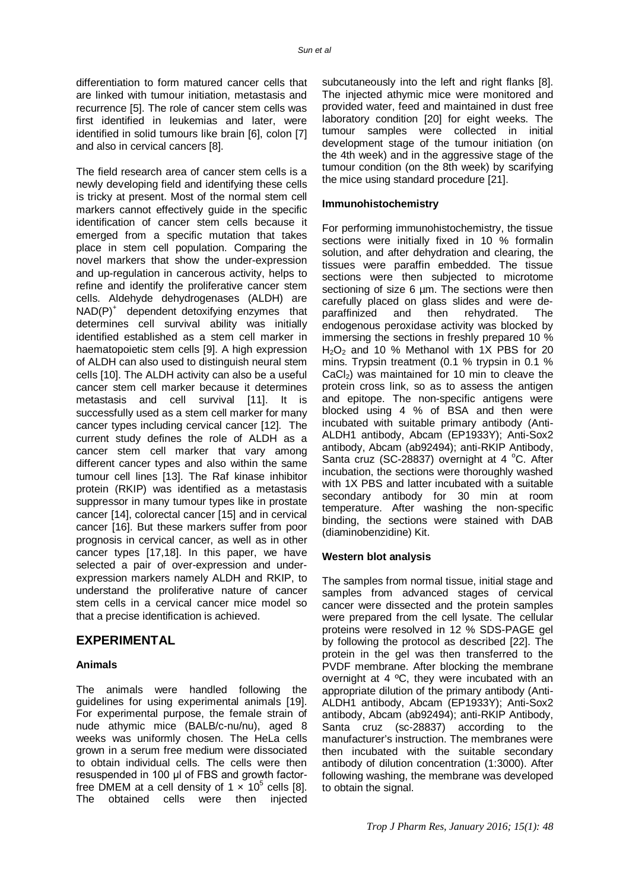differentiation to form matured cancer cells that are linked with tumour initiation, metastasis and recurrence [5]. The role of cancer stem cells was first identified in leukemias and later, were identified in solid tumours like brain [6], colon [7] and also in cervical cancers [8].

The field research area of cancer stem cells is a newly developing field and identifying these cells is tricky at present. Most of the normal stem cell markers cannot effectively guide in the specific identification of cancer stem cells because it emerged from a specific mutation that takes place in stem cell population. Comparing the novel markers that show the under-expression and up-regulation in cancerous activity, helps to refine and identify the proliferative cancer stem cells. Aldehyde dehydrogenases (ALDH) are $NAD(P)^+$ dependent detoxifying enzymes that determines cell survival ability was initially identified established as a stem cell marker in haematopoietic stem cells [9]. A high expression of ALDH can also used to distinguish neural stem cells [10]. The ALDH activity can also be a useful cancer stem cell marker because it determines metastasis and cell survival [11]. It is successfully used as a stem cell marker for many cancer types including cervical cancer [12]. The current study defines the role of ALDH as a cancer stem cell marker that vary among different cancer types and also within the same tumour cell lines [13]. The Raf kinase inhibitor protein (RKIP) was identified as a metastasis suppressor in many tumour types like in prostate cancer [14], colorectal cancer [15] and in cervical cancer [16]. But these markers suffer from poor prognosis in cervical cancer, as well as in other cancer types [17,18]. In this paper, we have selected a pair of over-expression and under-expression markers namely ALDH and RKIP, to understand the proliferative nature of cancer stem cells in a cervical cancer mice model so that a precise identification is achieved.

## EXPERIMENTAL

### Animals

The animals were handled following the guidelines for using experimental animals [19]. For experimental purpose, the female strain of nude athymic mice (BALB/c-nu/nu), aged 8 weeks was uniformly chosen. The HeLa cells grown in a serum free medium were dissociated to obtain individual cells. The cells were then resuspended in 100 µl of FBS and growth factor-free DMEM at a cell density of $1 \times 10^5$ cells [8]. The obtained cells were then injected subcutaneously into the left and right flanks [8]. The injected athymic mice were monitored and provided water, feed and maintained in dust free laboratory condition [20] for eight weeks. The tumour samples were collected in initial development stage of the tumour initiation (on the 4th week) and in the aggressive stage of the tumour condition (on the 8th week) by scarifying the mice using standard procedure [21].

### Immunohistochemistry

For performing immunohistochemistry, the tissue sections were initially fixed in 10 % formalin solution, and after dehydration and clearing, the tissues were paraffin embedded. The tissue sections were then subjected to microtome sectioning of size 6 µm. The sections were then carefully placed on glass slides and were de-paraffinized and then rehydrated. The endogenous peroxidase activity was blocked by immersing the sections in freshly prepared 10 % $H_2O_2$ and 10 % Methanol with 1X PBS for 20 mins. Trypsin treatment (0.1 % trypsin in 0.1 % $CaCl_2$) was maintained for 10 min to cleave the protein cross link, so as to assess the antigen and epitope. The non-specific antigens were blocked using 4 % of BSA and then were incubated with suitable primary antibody (Anti-ALDH1 antibody, Abcam (EP1933Y); Anti-Sox2 antibody, Abcam (ab92494); anti-RKIP Antibody, Santa cruz (SC-28837) overnight at 4 °C. After incubation, the sections were thoroughly washed with 1X PBS and latter incubated with a suitable secondary antibody for 30 min at room temperature. After washing the non-specific binding, the sections were stained with DAB (diaminobenzidine) Kit.

### Western blot analysis

The samples from normal tissue, initial stage and samples from advanced stages of cervical cancer were dissected and the protein samples were prepared from the cell lysate. The cellular proteins were resolved in 12 % SDS-PAGE gel by following the protocol as described [22]. The protein in the gel was then transferred to the PVDF membrane. After blocking the membrane overnight at 4 ºC, they were incubated with an appropriate dilution of the primary antibody (Anti-ALDH1 antibody, Abcam (EP1933Y); Anti-Sox2 antibody, Abcam (ab92494); anti-RKIP Antibody, Santa cruz (sc-28837) according to the manufacturer's instruction. The membranes were then incubated with the suitable secondary antibody of dilution concentration (1:3000). After following washing, the membrane was developed to obtain the signal.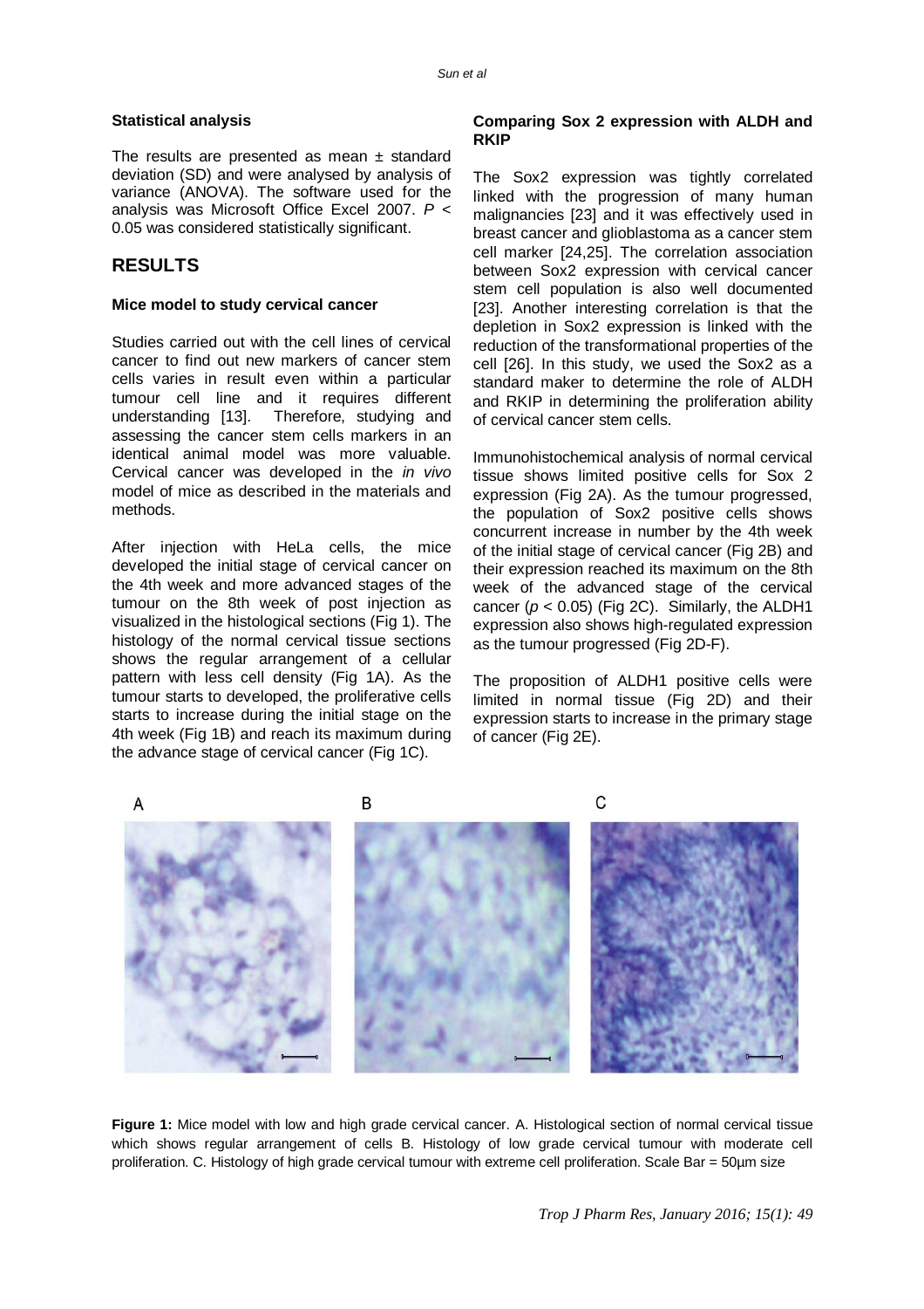#### Statistical analysis

The results are presented as mean ± standard deviation (SD) and were analysed by analysis of variance (ANOVA). The software used for the analysis was Microsoft Office Excel 2007. $P < 0.05$ was considered statistically significant.

## RESULTS

#### Mice model to study cervical cancer

Studies carried out with the cell lines of cervical cancer to find out new markers of cancer stem cells varies in result even within a particular tumour cell line and it requires different understanding [13]. Therefore, studying and assessing the cancer stem cells markers in an identical animal model was more valuable. Cervical cancer was developed in the *in vivo* model of mice as described in the materials and methods.

After injection with HeLa cells, the mice developed the initial stage of cervical cancer on the 4th week and more advanced stages of the tumour on the 8th week of post injection as visualized in the histological sections (Fig 1). The histology of the normal cervical tissue sections shows the regular arrangement of a cellular pattern with less cell density (Fig 1A). As the tumour starts to developed, the proliferative cells starts to increase during the initial stage on the 4th week (Fig 1B) and reach its maximum during the advance stage of cervical cancer (Fig 1C).

#### Comparing Sox 2 expression with ALDH and RKIP

The Sox2 expression was tightly correlated linked with the progression of many human malignancies [23] and it was effectively used in breast cancer and glioblastoma as a cancer stem cell marker [24,25]. The correlation association between Sox2 expression with cervical cancer stem cell population is also well documented [23]. Another interesting correlation is that the depletion in Sox2 expression is linked with the reduction of the transformational properties of the cell [26]. In this study, we used the Sox2 as a standard maker to determine the role of ALDH and RKIP in determining the proliferation ability of cervical cancer stem cells.

Immunohistochemical analysis of normal cervical tissue shows limited positive cells for Sox 2 expression (Fig 2A). As the tumour progressed, the population of Sox2 positive cells shows concurrent increase in number by the 4th week of the initial stage of cervical cancer (Fig 2B) and their expression reached its maximum on the 8th week of the advanced stage of the cervical cancer ($p < 0.05$) (Fig 2C). Similarly, the ALDH1 expression also shows high-regulated expression as the tumour progressed (Fig 2D-F).

The proposition of ALDH1 positive cells were limited in normal tissue (Fig 2D) and their expression starts to increase in the primary stage of cancer (Fig 2E).

**Figure 1:** Mice model with low and high grade cervical cancer. A. Histological section of normal cervical tissue which shows regular arrangement of cells B. Histology of low grade cervical tumour with moderate cell proliferation. C. Histology of high grade cervical tumour with extreme cell proliferation. Scale Bar = 50µm size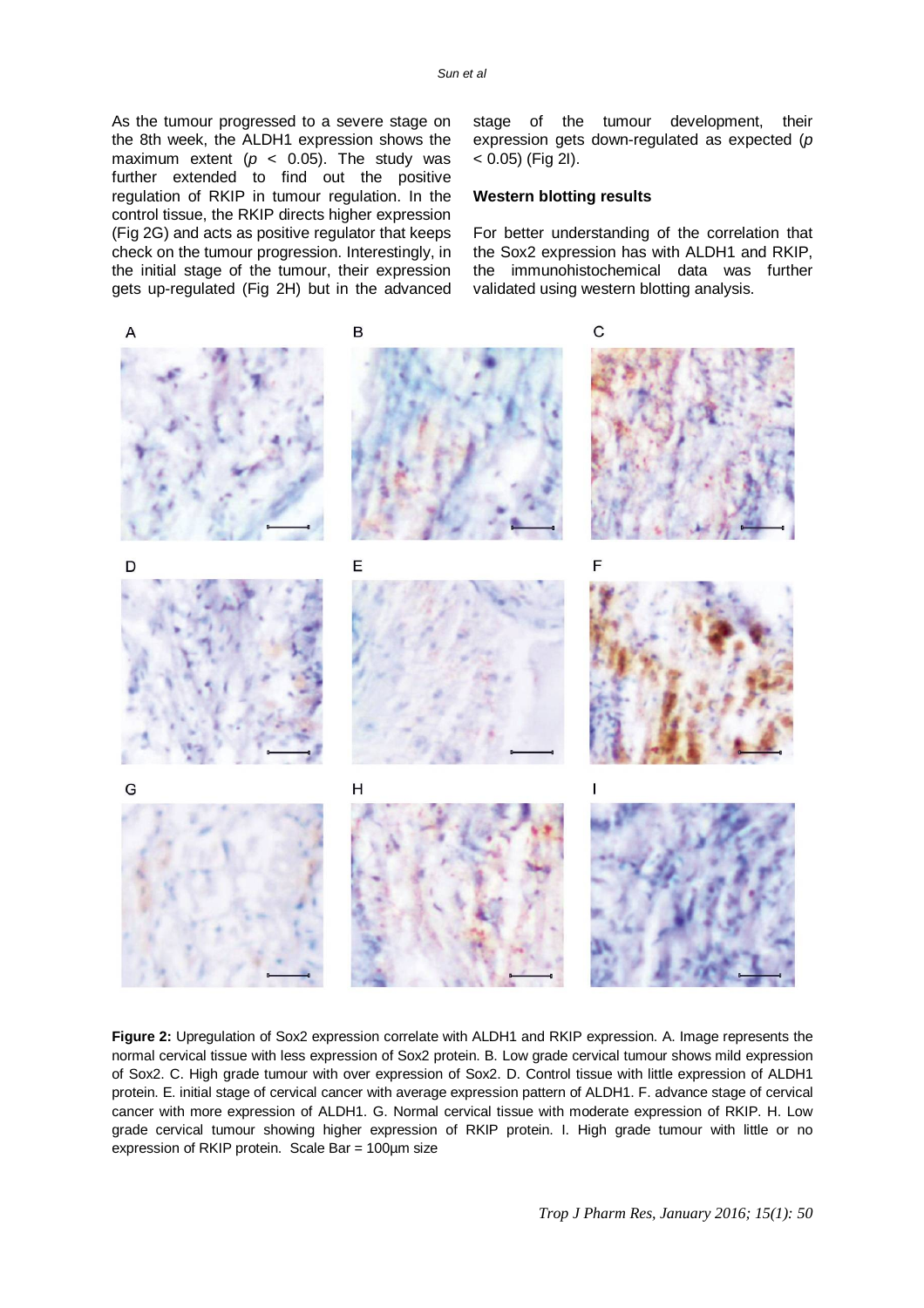As the tumour progressed to a severe stage on the 8th week, the ALDH1 expression shows the maximum extent ($p < 0.05$). The study was further extended to find out the positive regulation of RKIP in tumour regulation. In the control tissue, the RKIP directs higher expression (Fig 2G) and acts as positive regulator that keeps check on the tumour progression. Interestingly, in the initial stage of the tumour, their expression gets up-regulated (Fig 2H) but in the advanced stage of the tumour development, their expression gets down-regulated as expected ($p < 0.05$) (Fig 2I).

### Western blotting results

For better understanding of the correlation that the Sox2 expression has with ALDH1 and RKIP, the immunohistochemical data was further validated using western blotting analysis.

**Figure 2:** Upregulation of Sox2 expression correlate with ALDH1 and RKIP expression. A. Image represents the normal cervical tissue with less expression of Sox2 protein. B. Low grade cervical tumour shows mild expression of Sox2. C. High grade tumour with over expression of Sox2. D. Control tissue with little expression of ALDH1 protein. E. initial stage of cervical cancer with average expression pattern of ALDH1. F. advance stage of cervical cancer with more expression of ALDH1. G. Normal cervical tissue with moderate expression of RKIP. H. Low grade cervical tumour showing higher expression of RKIP protein. I. High grade tumour with little or no expression of RKIP protein. Scale Bar = 100μm size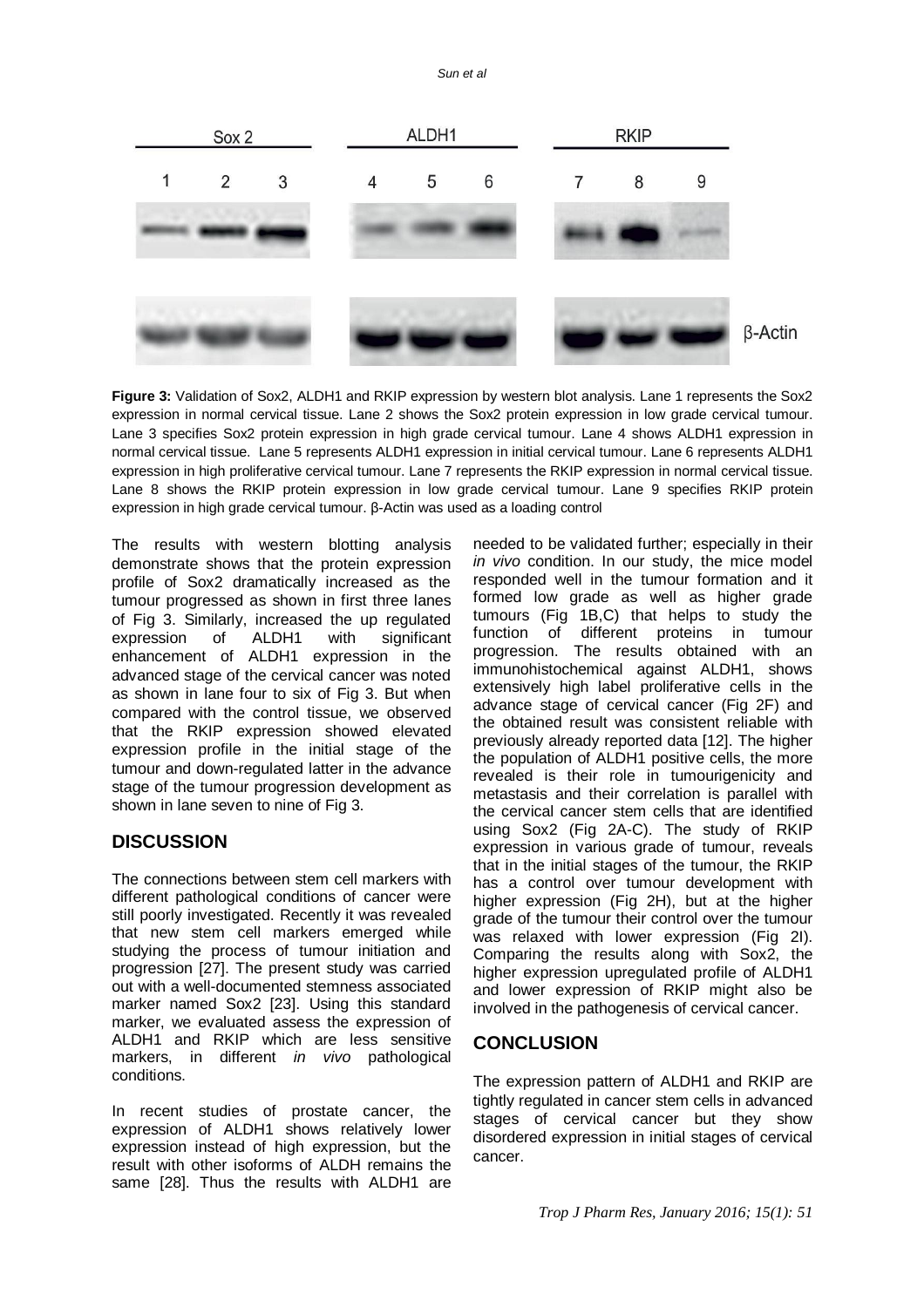**Figure 3:** Validation of Sox2, ALDH1 and RKIP expression by western blot analysis. Lane 1 represents the Sox2 expression in normal cervical tissue. Lane 2 shows the Sox2 protein expression in low grade cervical tumour. Lane 3 specifies Sox2 protein expression in high grade cervical tumour. Lane 4 shows ALDH1 expression in normal cervical tissue. Lane 5 represents ALDH1 expression in initial cervical tumour. Lane 6 represents ALDH1 expression in high proliferative cervical tumour. Lane 7 represents the RKIP expression in normal cervical tissue. Lane 8 shows the RKIP protein expression in low grade cervical tumour. Lane 9 specifies RKIP protein expression in high grade cervical tumour. β-Actin was used as a loading control

The results with western blotting analysis demonstrate shows that the protein expression profile of Sox2 dramatically increased as the tumour progressed as shown in first three lanes of Fig 3. Similarly, increased the up regulated expression of ALDH1 with significant enhancement of ALDH1 expression in the advanced stage of the cervical cancer was noted as shown in lane four to six of Fig 3. But when compared with the control tissue, we observed that the RKIP expression showed elevated expression profile in the initial stage of the tumour and down-regulated latter in the advance stage of the tumour progression development as shown in lane seven to nine of Fig 3.

## DISCUSSION

The connections between stem cell markers with different pathological conditions of cancer were still poorly investigated. Recently it was revealed that new stem cell markers emerged while studying the process of tumour initiation and progression [27]. The present study was carried out with a well-documented stemness associated marker named Sox2 [23]. Using this standard marker, we evaluated assess the expression of ALDH1 and RKIP which are less sensitive markers, in different *in vivo* pathological conditions.

In recent studies of prostate cancer, the expression of ALDH1 shows relatively lower expression instead of high expression, but the result with other isoforms of ALDH remains the same [28]. Thus the results with ALDH1 are needed to be validated further; especially in their *in vivo* condition. In our study, the mice model responded well in the tumour formation and it formed low grade as well as higher grade tumours (Fig 1B,C) that helps to study the function of different proteins in tumour progression. The results obtained with an immunohistochemical against ALDH1, shows extensively high label proliferative cells in the advance stage of cervical cancer (Fig 2F) and the obtained result was consistent reliable with previously already reported data [12]. The higher the population of ALDH1 positive cells, the more revealed is their role in tumourigenicity and metastasis and their correlation is parallel with the cervical cancer stem cells that are identified using Sox2 (Fig 2A-C). The study of RKIP expression in various grade of tumour, reveals that in the initial stages of the tumour, the RKIP has a control over tumour development with higher expression (Fig 2H), but at the higher grade of the tumour their control over the tumour was relaxed with lower expression (Fig 2I). Comparing the results along with Sox2, the higher expression upregulated profile of ALDH1 and lower expression of RKIP might also be involved in the pathogenesis of cervical cancer.

## CONCLUSION

The expression pattern of ALDH1 and RKIP are tightly regulated in cancer stem cells in advanced stages of cervical cancer but they show disordered expression in initial stages of cervical cancer.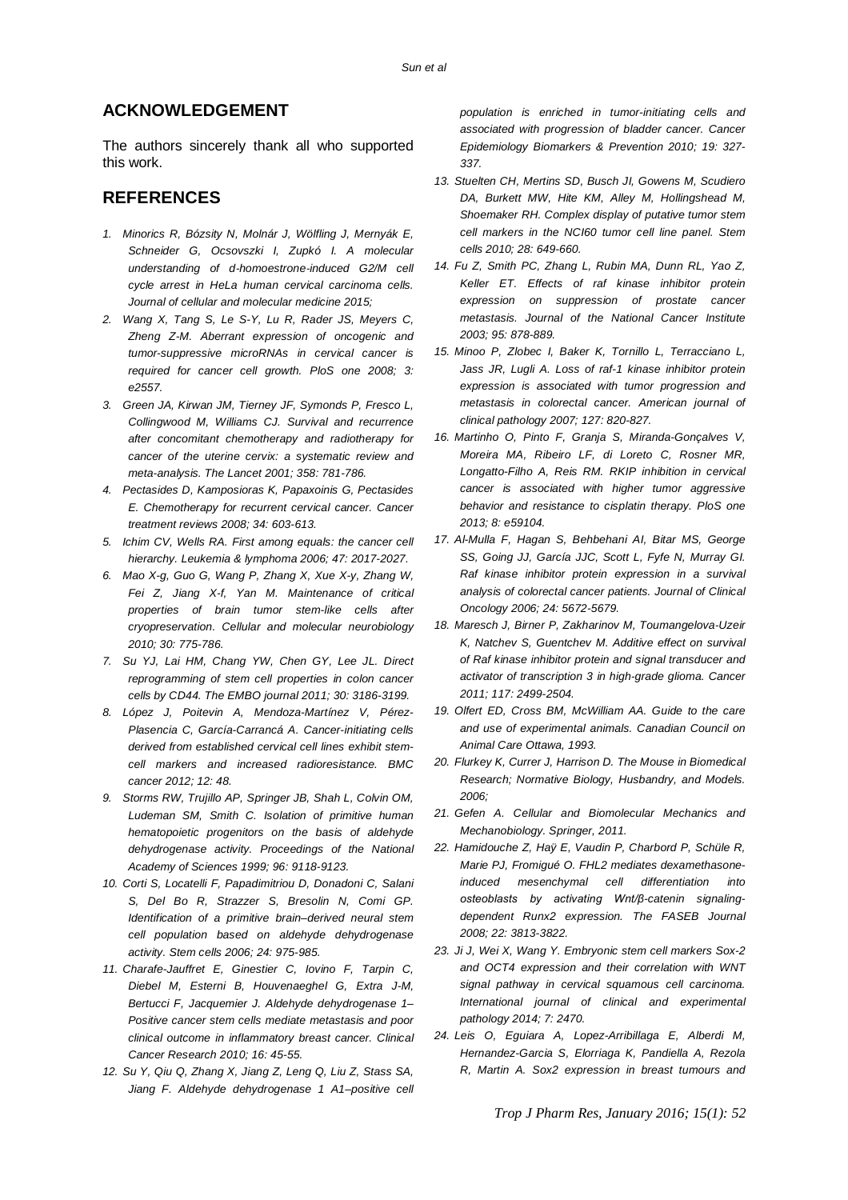## ACKNOWLEDGEMENT

The authors sincerely thank all who supported this work.

## REFERENCES

1. *Minorics R, Bózsity N, Molnár J, Wölfling J, Mernyák E, Schneider G, Ocsovszki I, Zupkó I. A molecular understanding of d-homoestrone-induced G2/M cell cycle arrest in HeLa human cervical carcinoma cells. Journal of cellular and molecular medicine 2015;*
2. *Wang X, Tang S, Le S-Y, Lu R, Rader JS, Meyers C, Zheng Z-M. Aberrant expression of oncogenic and tumor-suppressive microRNAs in cervical cancer is required for cancer cell growth. PloS one 2008; 3: e2557.*
3. *Green JA, Kirwan JM, Tierney JF, Symonds P, Fresco L, Collingwood M, Williams CJ. Survival and recurrence after concomitant chemotherapy and radiotherapy for cancer of the uterine cervix: a systematic review and meta-analysis. The Lancet 2001; 358: 781-786.*
4. *Pectasides D, Kamposioras K, Papaxoinis G, Pectasides E. Chemotherapy for recurrent cervical cancer. Cancer treatment reviews 2008; 34: 603-613.*
5. *Ichim CV, Wells RA. First among equals: the cancer cell hierarchy. Leukemia & lymphoma 2006; 47: 2017-2027.*
6. *Mao X-g, Guo G, Wang P, Zhang X, Xue X-y, Zhang W, Fei Z, Jiang X-f, Yan M. Maintenance of critical properties of brain tumor stem-like cells after cryopreservation. Cellular and molecular neurobiology 2010; 30: 775-786.*
7. *Su YJ, Lai HM, Chang YW, Chen GY, Lee JL. Direct reprogramming of stem cell properties in colon cancer cells by CD44. The EMBO journal 2011; 30: 3186-3199.*
8. *López J, Poitevin A, Mendoza-Martínez V, Pérez-Plasencia C, García-Carrancá A. Cancer-initiating cells derived from established cervical cell lines exhibit stem-cell markers and increased radioresistance. BMC cancer 2012; 12: 48.*
9. *Storms RW, Trujillo AP, Springer JB, Shah L, Colvin OM, Ludeman SM, Smith C. Isolation of primitive human hematopoietic progenitors on the basis of aldehyde dehydrogenase activity. Proceedings of the National Academy of Sciences 1999; 96: 9118-9123.*
10. *Corti S, Locatelli F, Papadimitriou D, Donadoni C, Salani S, Del Bo R, Strazzer S, Bresolin N, Comi GP. Identification of a primitive brain–derived neural stem cell population based on aldehyde dehydrogenase activity. Stem cells 2006; 24: 975-985.*
11. *Charafe-Jauffret E, Ginestier C, Iovino F, Tarpin C, Diebel M, Esterni B, Houvenaeghel G, Extra J-M, Bertucci F, Jacquemier J. Aldehyde dehydrogenase 1–Positive cancer stem cells mediate metastasis and poor clinical outcome in inflammatory breast cancer. Clinical Cancer Research 2010; 16: 45-55.*
12. *Su Y, Qiu Q, Zhang X, Jiang Z, Leng Q, Liu Z, Stass SA, Jiang F. Aldehyde dehydrogenase 1 A1–positive cell population is enriched in tumor-initiating cells and associated with progression of bladder cancer. Cancer Epidemiology Biomarkers & Prevention 2010; 19: 327-337.*
13. *Stuelten CH, Mertins SD, Busch JI, Gowens M, Scudiero DA, Burkett MW, Hite KM, Alley M, Hollingshead M, Shoemaker RH. Complex display of putative tumor stem cell markers in the NCI60 tumor cell line panel. Stem cells 2010; 28: 649-660.*
14. *Fu Z, Smith PC, Zhang L, Rubin MA, Dunn RL, Yao Z, Keller ET. Effects of raf kinase inhibitor protein expression on suppression of prostate cancer metastasis. Journal of the National Cancer Institute 2003; 95: 878-889.*
15. *Minoo P, Zlobec I, Baker K, Tornillo L, Terracciano L, Jass JR, Lugli A. Loss of raf-1 kinase inhibitor protein expression is associated with tumor progression and metastasis in colorectal cancer. American journal of clinical pathology 2007; 127: 820-827.*
16. *Martinho O, Pinto F, Granja S, Miranda-Gonçalves V, Moreira MA, Ribeiro LF, di Loreto C, Rosner MR, Longatto-Filho A, Reis RM. RKIP inhibition in cervical cancer is associated with higher tumor aggressive behavior and resistance to cisplatin therapy. PloS one 2013; 8: e59104.*
17. *Al-Mulla F, Hagan S, Behbehani AI, Bitar MS, George SS, Going JJ, García JJC, Scott L, Fyfe N, Murray GI. Raf kinase inhibitor protein expression in a survival analysis of colorectal cancer patients. Journal of Clinical Oncology 2006; 24: 5672-5679.*
18. *Maresch J, Birner P, Zakharinov M, Toumangelova-Uzeir K, Natchev S, Guentchev M. Additive effect on survival of Raf kinase inhibitor protein and signal transducer and activator of transcription 3 in high-grade glioma. Cancer 2011; 117: 2499-2504.*
19. *Olfert ED, Cross BM, McWilliam AA. Guide to the care and use of experimental animals. Canadian Council on Animal Care Ottawa, 1993.*
20. *Flurkey K, Currer J, Harrison D. The Mouse in Biomedical Research; Normative Biology, Husbandry, and Models. 2006;*
21. *Gefen A. Cellular and Biomolecular Mechanics and Mechanobiology. Springer, 2011.*
22. *Hamidouche Z, Haÿ E, Vaudin P, Charbord P, Schüle R, Marie PJ, Fromigué O. FHL2 mediates dexamethasone-induced mesenchymal cell differentiation into osteoblasts by activating Wnt/β-catenin signaling-dependent Runx2 expression. The FASEB Journal 2008; 22: 3813-3822.*
23. *Ji J, Wei X, Wang Y. Embryonic stem cell markers Sox-2 and OCT4 expression and their correlation with WNT signal pathway in cervical squamous cell carcinoma. International journal of clinical and experimental pathology 2014; 7: 2470.*
24. *Leis O, Eguiara A, Lopez-Arribillaga E, Alberdi M, Hernandez-Garcia S, Elorriaga K, Pandiella A, Rezola R, Martin A. Sox2 expression in breast tumours and*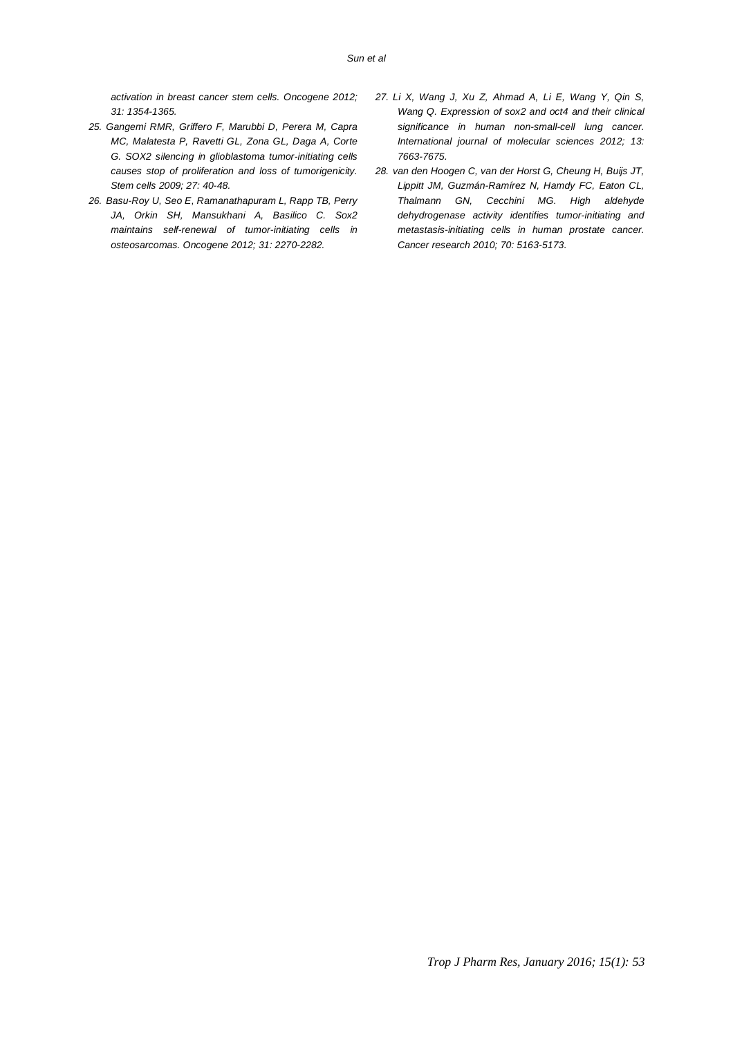*activation in breast cancer stem cells. Oncogene 2012; 31: 1354-1365.*

25. *Gangemi RMR, Griffero F, Marubbi D, Perera M, Capra MC, Malatesta P, Ravetti GL, Zona GL, Daga A, Corte G. SOX2 silencing in glioblastoma tumor-initiating cells causes stop of proliferation and loss of tumorigenicity. Stem cells 2009; 27: 40-48.*
26. *Basu-Roy U, Seo E, Ramanathapuram L, Rapp TB, Perry JA, Orkin SH, Mansukhani A, Basilico C. Sox2 maintains self-renewal of tumor-initiating cells in osteosarcomas. Oncogene 2012; 31: 2270-2282.*
27. *Li X, Wang J, Xu Z, Ahmad A, Li E, Wang Y, Qin S, Wang Q. Expression of sox2 and oct4 and their clinical significance in human non-small-cell lung cancer. International journal of molecular sciences 2012; 13: 7663-7675.*
28. *van den Hoogen C, van der Horst G, Cheung H, Buijs JT, Lippitt JM, Guzmán-Ramírez N, Hamdy FC, Eaton CL, Thalmann GN, Cecchini MG. High aldehyde dehydrogenase activity identifies tumor-initiating and metastasis-initiating cells in human prostate cancer. Cancer research 2010; 70: 5163-5173.*